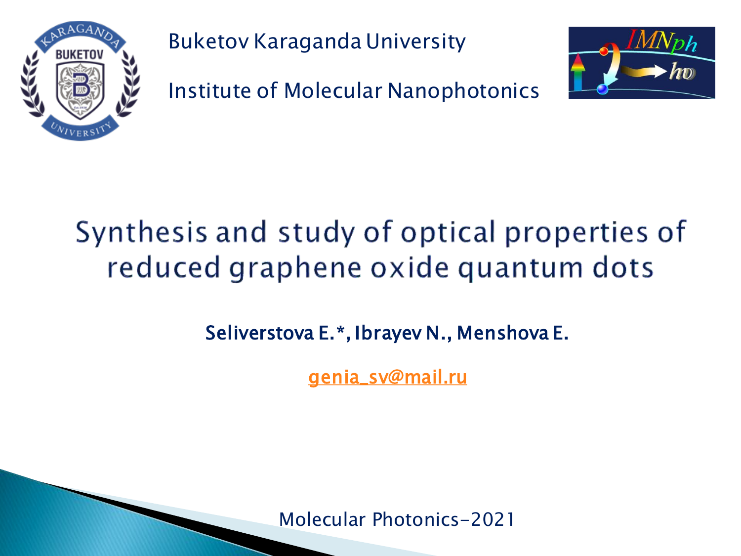Buketov Karaganda University

Institute of Molecular Nanophotonics

# Synthesis and study of optical properties of reduced graphene oxide quantum dots

**Seliverstova E.*, Ibrayev N., Menshova E.**

genia_sv@mail.ru

Molecular Photonics-2021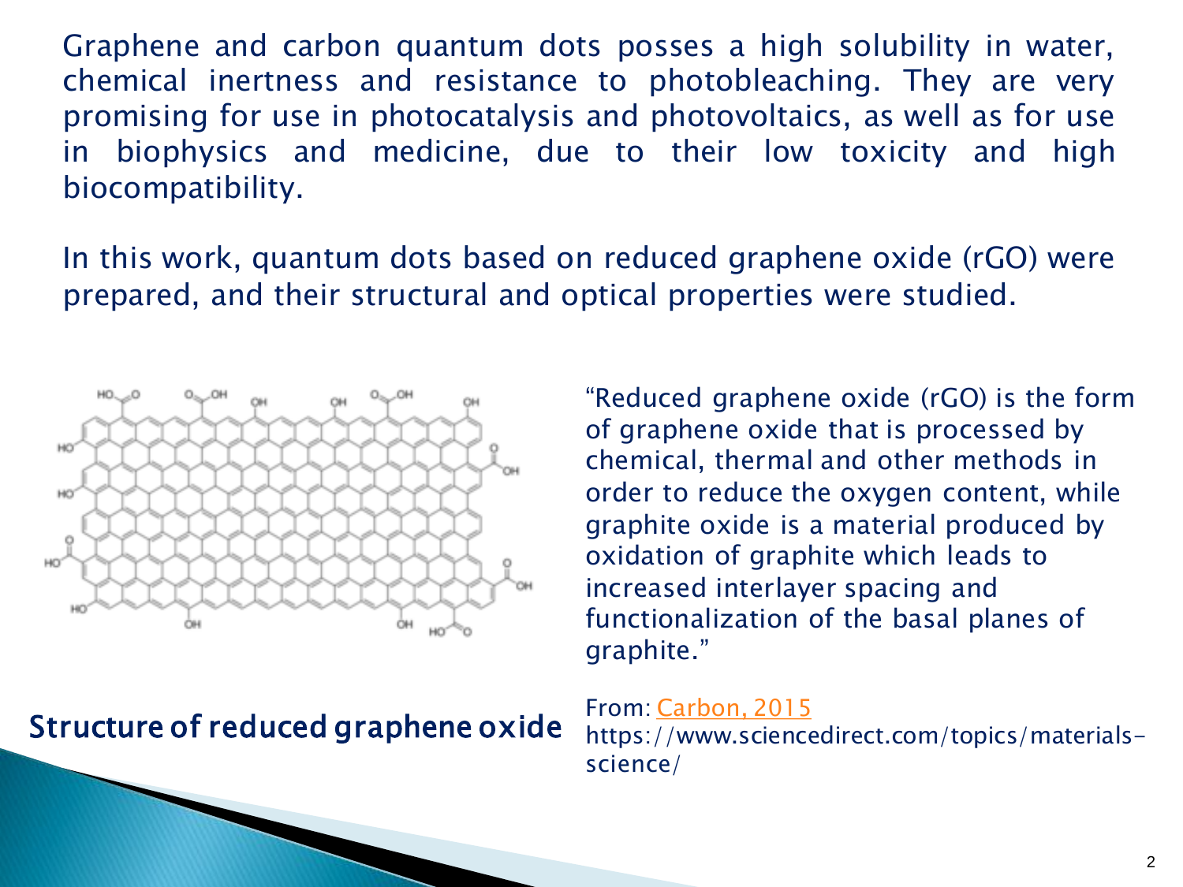Graphene and carbon quantum dots posses a high solubility in water, chemical inertness and resistance to photobleaching. They are very promising for use in photocatalysis and photovoltaics, as well as for use in biophysics and medicine, due to their low toxicity and high biocompatibility.

In this work, quantum dots based on reduced graphene oxide (rGO) were prepared, and their structural and optical properties were studied.

**Structure of reduced graphene oxide**

"Reduced graphene oxide (rGO) is the form of graphene oxide that is processed by chemical, thermal and other methods in order to reduce the oxygen content, while graphite oxide is a material produced by oxidation of graphite which leads to increased interlayer spacing and functionalization of the basal planes of graphite."

From: Carbon, 2015
https://www.sciencedirect.com/topics/materials-science/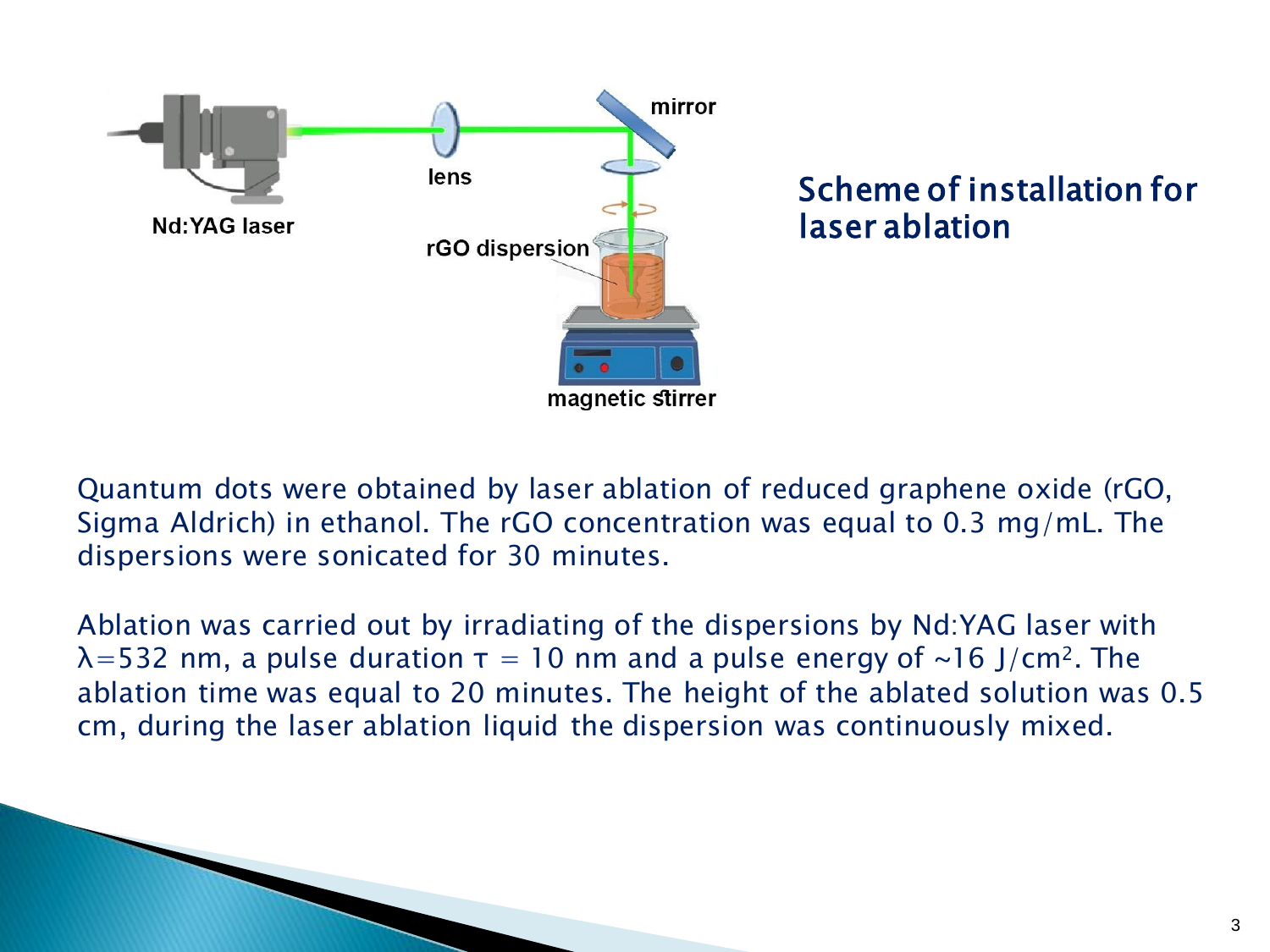## Scheme of installation for laser ablation

Quantum dots were obtained by laser ablation of reduced graphene oxide (rGO, Sigma Aldrich) in ethanol. The rGO concentration was equal to 0.3 mg/mL. The dispersions were sonicated for 30 minutes.

Ablation was carried out by irradiating of the dispersions by Nd:YAG laser with $\lambda$=532 nm, a pulse duration $\tau$ = 10 nm and a pulse energy of ~16 J/cm$^2$. The ablation time was equal to 20 minutes. The height of the ablated solution was 0.5 cm, during the laser ablation liquid the dispersion was continuously mixed.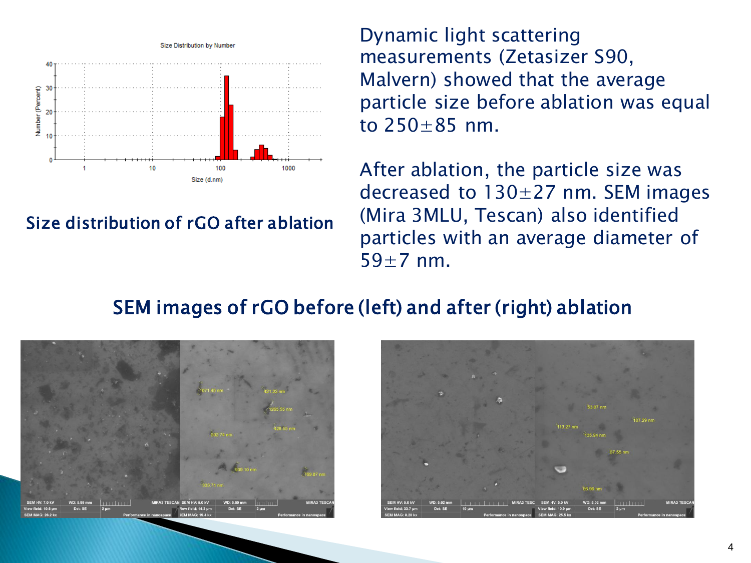Size distribution of rGO after ablation

Dynamic light scattering measurements (Zetasizer S90, Malvern) showed that the average particle size before ablation was equal to 250±85 nm.

After ablation, the particle size was decreased to 130±27 nm. SEM images (Mira 3MLU, Tescan) also identified particles with an average diameter of 59±7 nm.

## SEM images of rGO before (left) and after (right) ablation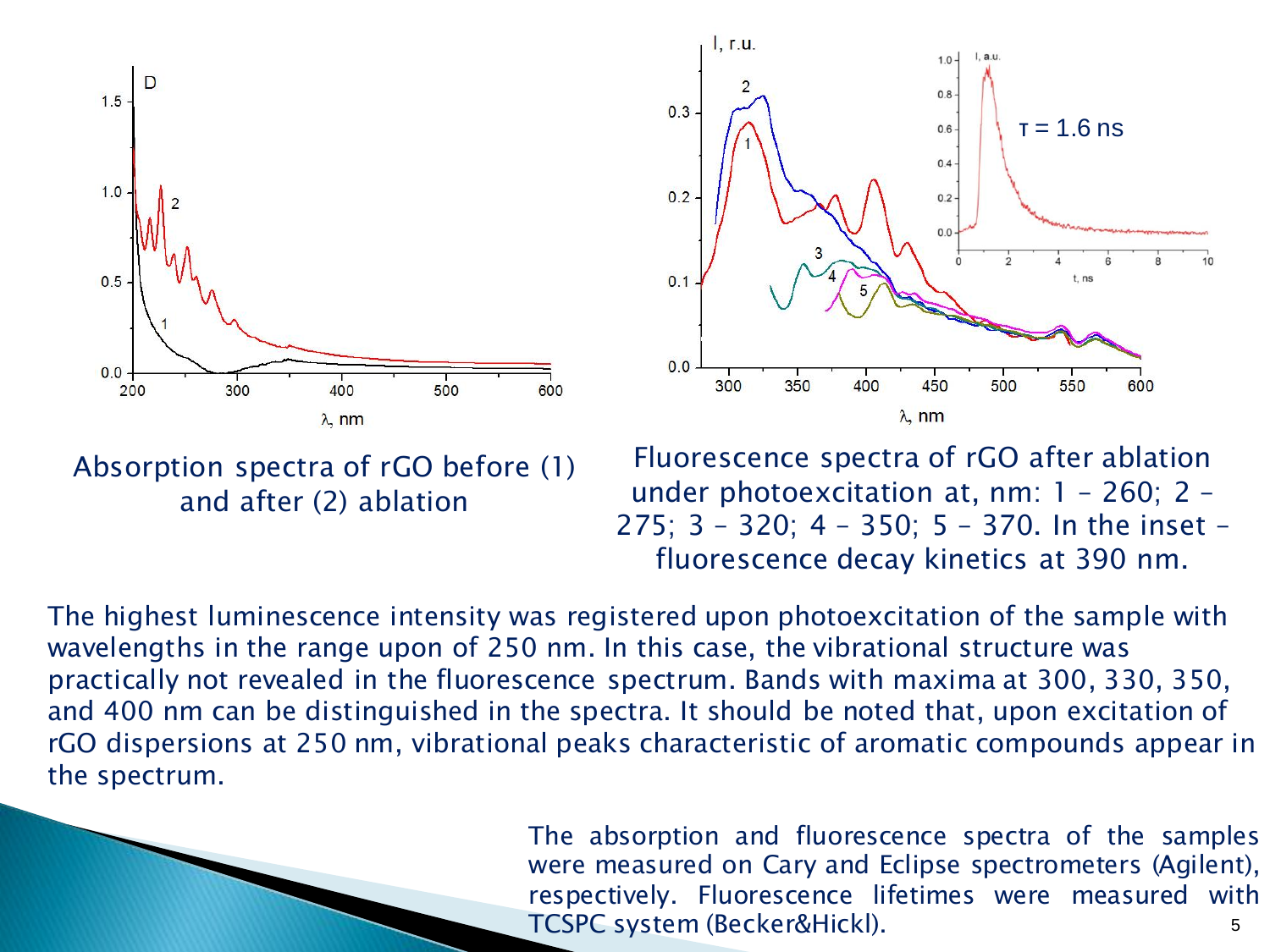Absorption spectra of rGO before (1) and after (2) ablation

Fluorescence spectra of rGO after ablation under photoexcitation at, nm: 1 – 260; 2 – 275; 3 – 320; 4 – 350; 5 – 370. In the inset – fluorescence decay kinetics at 390 nm.

The highest luminescence intensity was registered upon photoexcitation of the sample with wavelengths in the range upon of 250 nm. In this case, the vibrational structure was practically not revealed in the fluorescence spectrum. Bands with maxima at 300, 330, 350, and 400 nm can be distinguished in the spectra. It should be noted that, upon excitation of rGO dispersions at 250 nm, vibrational peaks characteristic of aromatic compounds appear in the spectrum.

The absorption and fluorescence spectra of the samples were measured on Cary and Eclipse spectrometers (Agilent), respectively. Fluorescence lifetimes were measured with TCSPC system (Becker&Hickl).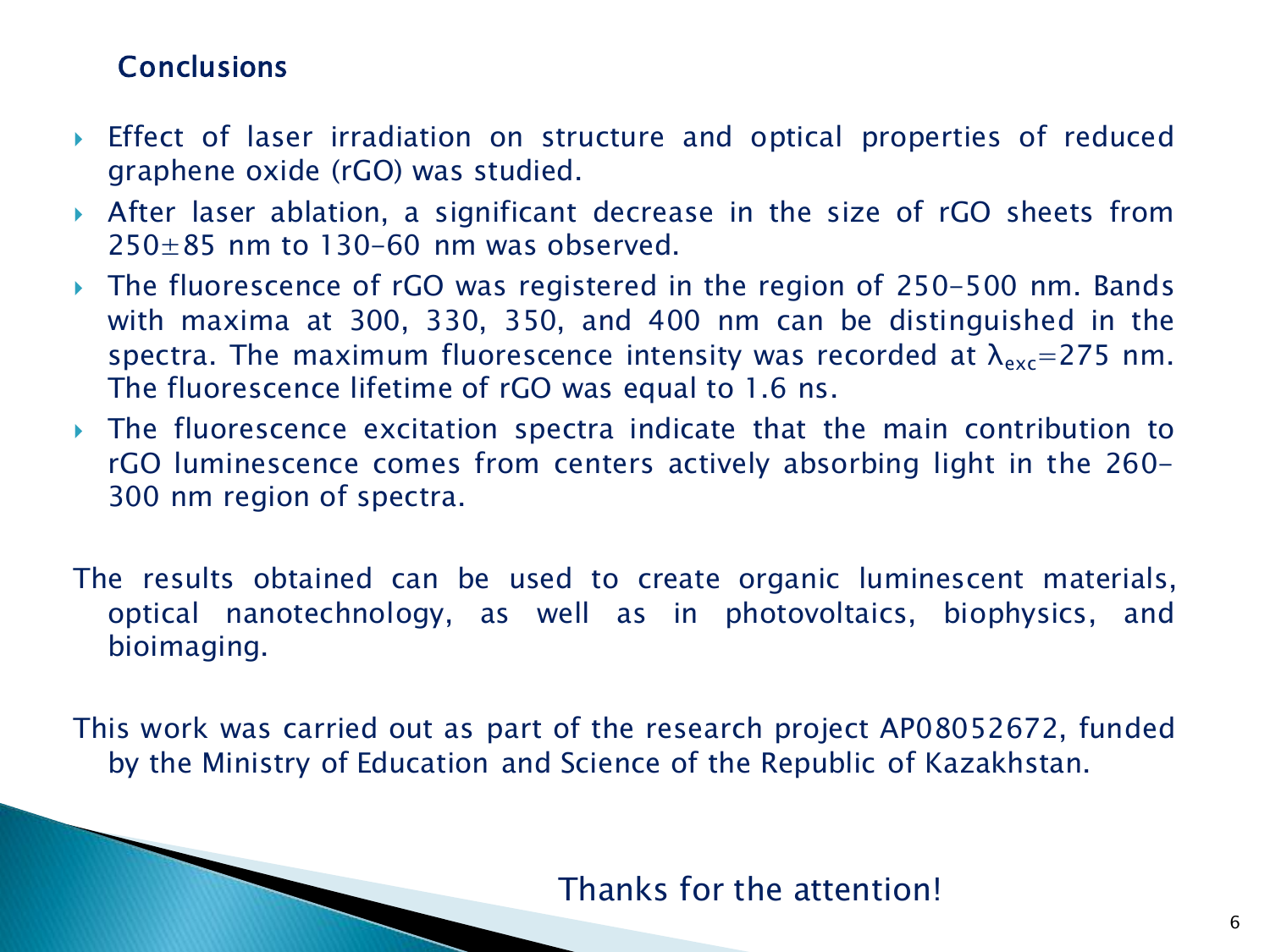## Conclusions

- Effect of laser irradiation on structure and optical properties of reduced graphene oxide (rGO) was studied.
- After laser ablation, a significant decrease in the size of rGO sheets from $250 \pm 85$ nm to 130–60 nm was observed.
- The fluorescence of rGO was registered in the region of 250–500 nm. Bands with maxima at 300, 330, 350, and 400 nm can be distinguished in the spectra. The maximum fluorescence intensity was recorded at $\lambda_{exc}$=275 nm. The fluorescence lifetime of rGO was equal to 1.6 ns.
- The fluorescence excitation spectra indicate that the main contribution to rGO luminescence comes from centers actively absorbing light in the 260–300 nm region of spectra.

The results obtained can be used to create organic luminescent materials, optical nanotechnology, as well as in photovoltaics, biophysics, and bioimaging.

This work was carried out as part of the research project AP08052672, funded by the Ministry of Education and Science of the Republic of Kazakhstan.

Thanks for the attention!